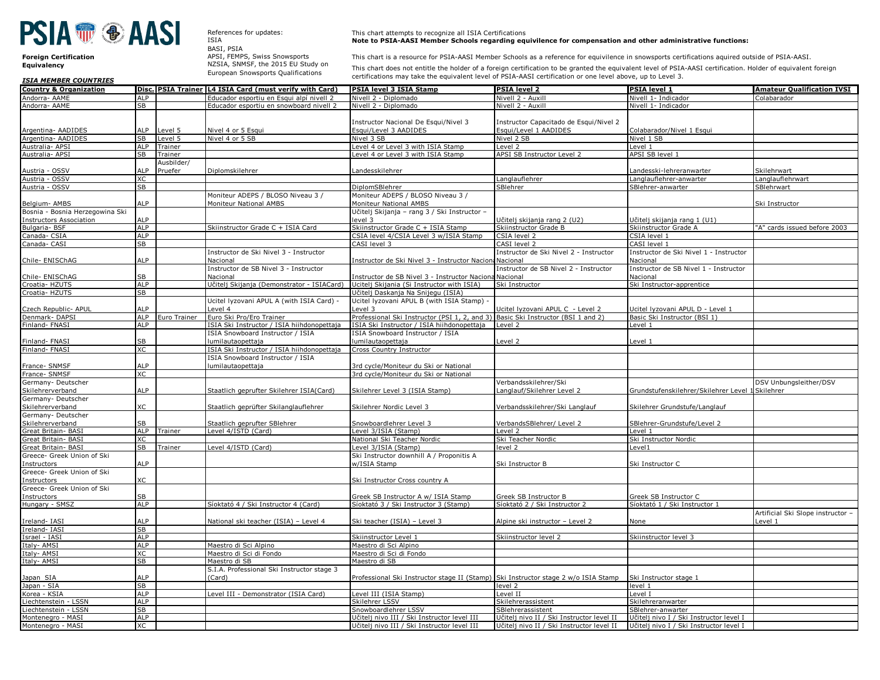**PSIA AASI**

**Foreign Certification Equivalency**

References for updates:
ISIA
BASI, PSIA
APSI, FEMPS, Swiss Snowsports
NZSIA, SNMSF, the 2015 EU Study on European Snowsports Qualifications

This chart attempts to recognize all ISIA Certifications
**Note to PSIA-AASI Member Schools regarding equivilence for compensation and other administrative functions:**

This chart is a resource for PSIA-AASI Member Schools as a reference for equivilence in snowsports certifications aquired outside of PSIA-AASI.

This chart does not entitle the holder of a foreign certification to be granted the equivalent level of PSIA-AASI certification. Holder of equivalent foreign certifications may take the equivalent level of PSIA-AASI certification or one level above, up to Level 3.

***ISIA MEMBER COUNTRIES***

| Country & Organization | Disc. | PSIA Trainer | L4 ISIA Card (must verify with Card) | PSIA level 3 ISIA Stamp | PSIA level 2 | PSIA level 1 | Amateur Qualification IVSI |
|---|---|---|---|---|---|---|---|
| Andorra- AAME | ALP | | Educador esportiu en Esqui alpí nivell 2 | Nivell 2 - Diplomado | Nivell 2 - Auxill | Nivell 1- Indicador | Colabarador |
| Andorra- AAME | SB | | Educador esportiu en snowboard nivell 2 | Nivell 2 - Diplomado | Nivell 2 - Auxill | Nivell 1- Indicador | |
| Argentina- AADIDES | ALP | Level 5 | Nivel 4 or 5 Esqui | Instructor Nacional De Esqui/Nivel 3 Esqui/Level 3 AADIDES | Instructor Capacitado de Esqui/Nivel 2 Esqui/Level 1 AADIDES | Colabarador/Nivel 1 Esqui | |
| Argentina- AADIDES | SB | Level 5 | Nivel 4 or 5 SB | Nivel 3 SB | Nivel 2 SB | Nivel 1 SB | |
| Australia- APSI | ALP | Trainer | | Level 4 or Level 3 with ISIA Stamp | Level 2 | Level 1 | |
| Australia- APSI | SB | Trainer | | Level 4 or Level 3 with ISIA Stamp | APSI SB Instructor Level 2 | APSI SB level 1 | |
| Austria - OSSV | ALP | Ausbilder/ Pruefer | Diplomskilehrer | Landesskilehrer | | Landesski-lehreranwarter | Skilehrwart |
| Austria - OSSV | XC | | | | Langlauflehrer | Langlauflehrer-anwarter | Langlauflehrwart |
| Austria - OSSV | SB | | | DiplomSBlehrer | SBlehrer | SBlehrer-anwarter | SBlehrwart |
| Belgium- AMBS | ALP | | Moniteur ADEPS / BLOSO Niveau 3 / Moniteur National AMBS | Moniteur ADEPS / BLOSO Niveau 3 / Moniteur National AMBS | | | Ski Instructor |
| Bosnia - Bosnia Herzegowina Ski Instructors Association | ALP | | | Učitelj Skijanja – rang 3 / Ski Instructor – level 3 | Učitelj skijanja rang 2 (U2) | Učitelj skijanja rang 1 (U1) | |
| Bulgaria- BSF | ALP | | Skiinstructor Grade C + ISIA Card | Skiinstructor Grade C + ISIA Stamp | Skiinstructor Grade B | Skiinstructor Grade A | "A" cards issued before 2003 |
| Canada- CSIA | ALP | | | CSIA level 4/CSIA Level 3 w/ISIA Stamp | CSIA level 2 | CSIA level 1 | |
| Canada- CASI | SB | | | CASI level 3 | CASI level 2 | CASI level 1 | |
| Chile- ENISChAG | ALP | | Instructor de Ski Nivel 3 - Instructor Nacional | Instructor de Ski Nivel 3 - Instructor Nacional | Instructor de Ski Nivel 2 - Instructor Nacional | Instructor de Ski Nivel 1 - Instructor Nacional | |
| Chile- ENISChAG | SB | | Instructor de SB Nivel 3 - Instructor Nacional | Instructor de SB Nivel 3 - Instructor Nacional | Instructor de SB Nivel 2 - Instructor Nacional | Instructor de SB Nivel 1 - Instructor Nacional | |
| Croatia- HZUTS | ALP | | Učitelj Skijanja (Demonstrator - ISIACard) | Ucitelj Skijania (Si Instructor with ISIA) | Ski Instructor | Ski Instructor-apprentice | |
| Croatia- HZUTS | SB | | | Učitelj Daskanja Na Snijegu (ISIA) | | | |
| Czech Republic- APUL | ALP | | Ucitel lyzovani APUL A (with ISIA Card) - Level 4 | Ucitel lyzovani APUL B (with ISIA Stamp) - Level 3 | Ucitel lyzovani APUL C - Level 2 | Ucitel lyzovani APUL D - Level 1 | |
| Denmark- DAPSI | ALP | Euro Trainer | Euro Ski Pro/Ero Trainer | Professional Ski Instructor (PSI 1, 2, and 3) | Basic Ski Instructor (BSI 1 and 2) | Basic Ski Instructor (BSI 1) | |
| Finland- FNASI | ALP | | ISIA Ski Instructor / ISIA hiihdonopettaja | ISIA Ski Instructor / ISIA hiihdonopettaja | Level 2 | Level 1 | |
| Finland- FNASI | SB | | ISIA Snowboard Instructor / ISIA lumilautaopettaja | ISIA Snowboard Instructor / ISIA lumilautaopettaja | Level 2 | Level 1 | |
| Finland- FNASI | XC | | ISIA Ski Instructor / ISIA hiihdonopettaja | Cross Country Instructor | | | |
| France- SNMSF | ALP | | ISIA Snowboard Instructor / ISIA lumilautaopettaja | 3rd cycle/Moniteur du Ski or National | | | |
| France- SNMSF | XC | | | 3rd cycle/Moniteur du Ski or National | | | |
| Germany- Deutscher Skilehrerverband | ALP | | Staatlich geprufter Skilehrer ISIA(Card) | Skilehrer Level 3 (ISIA Stamp) | Verbandsskilehrer/Ski Langlauf/Skilehrer Level 2 | Grundstufenskilehrer/Skilehrer Level 1 | DSV Unbungsleither/DSV Skilehrer |
| Germany- Deutscher Skilehrerverband | XC | | Staatlich geprüfter Skilanglauflehrer | Skilehrer Nordic Level 3 | Verbandsskilehrer/Ski Langlauf | Skilehrer Grundstufe/Langlauf | |
| Germany- Deutscher Skilehrerverband | SB | | Staatlich geprufter SBlehrer | Snowboardlehrer Level 3 | VerbandsSBlehrer/ Level 2 | SBlehrer-Grundstufe/Level 2 | |
| Great Britain- BASI | ALP | Trainer | Level 4/ISTD (Card) | Level 3/ISIA (Stamp) | Level 2 | Level 1 | |
| Great Britain- BASI | XC | | | National Ski Teacher Nordic | Ski Teacher Nordic | Ski Instructor Nordic | |
| Great Britain- BASI | SB | Trainer | Level 4/ISTD (Card) | Level 3/ISIA (Stamp) | level 2 | Level1 | |
| Greece- Greek Union of Ski Instructors | ALP | | | Ski Instructor downhill A / Proponitis A w/ISIA Stamp | Ski Instructor B | Ski Instructor C | |
| Greece- Greek Union of Ski Instructors | XC | | | Ski Instructor Cross country A | | | |
| Greece- Greek Union of Ski Instructors | SB | | | Greek SB Instructor A w/ ISIA Stamp | Greek SB Instructor B | Greek SB Instructor C | |
| Hungary - SMSZ | ALP | | Síoktató 4 / Ski Instructor 4 (Card) | Síoktató 3 / Ski Instructor 3 (Stamp) | Síoktató 2 / Ski Instructor 2 | Síoktató 1 / Ski Instructor 1 | |
| Ireland- IASI | ALP | | National ski teacher (ISIA) – Level 4 | Ski teacher (ISIA) – Level 3 | Alpine ski instructor – Level 2 | None | Artificial Ski Slope instructor – Level 1 |
| Ireland- IASI | SB | | | | | | |
| Israel - IASI | ALP | | | Skiinstructor Level 1 | Skiinstructor level 2 | Skiinstructor level 3 | |
| Italy- AMSI | ALP | | Maestro di Sci Alpino | Maestro di Sci Alpino | | | |
| Italy- AMSI | XC | | Maestro di Sci di Fondo | Maestro di Sci di Fondo | | | |
| Italy- AMSI | SB | | Maestro di SB | Maestro di SB | | | |
| Japan SIA | ALP | | S.I.A. Professional Ski Instructor stage 3 (Card) | Professional Ski Instructor stage II (Stamp) | Ski Instructor stage 2 w/o ISIA Stamp | Ski Instructor stage 1 | |
| Japan - SIA | SB | | | | level 2 | level 1 | |
| Korea - KSIA | ALP | | Level III - Demonstrator (ISIA Card) | Level III (ISIA Stamp) | Level II | Level I | |
| Liechtenstein - LSSN | ALP | | | Skilehrer LSSV | Skilehrerassistent | Skilehreranwarter | |
| Liechtenstein - LSSN | SB | | | Snowboardlehrer LSSV | SBlehrerassistent | SBlehrer-anwarter | |
| Montenegro - MASI | ALP | | | Učitelj nivo III / Ski Instructor level III | Učitelj nivo II / Ski Instructor level II | Učitelj nivo I / Ski Instructor level I | |
| Montenegro - MASI | XC | | | Učitelj nivo III / Ski Instructor level III | Učitelj nivo II / Ski Instructor level II | Učitelj nivo I / Ski Instructor level I | |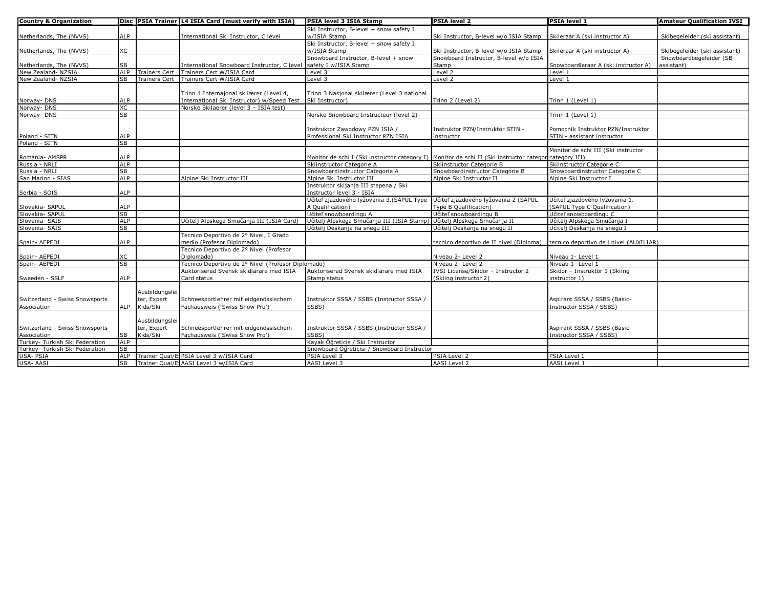| Country & Organization | Disc | PSIA Trainer | L4 ISIA Card (must verify with ISIA) | PSIA level 3 ISIA Stamp | PSIA level 2 | PSIA level 1 | Amateur Qualification IVSI |
|---|---|---|---|---|---|---|---|
| Netherlands, The (NVVS) | ALP | | International Ski Instructor, C level | Ski Instructor, B-level + snow safety I w/ISIA Stamp | Ski Instructor, B-level w/o ISIA Stamp | Skileraar A (ski instructor A) | Skibegeleider (ski assistant) |
| Netherlands, The (NVVS) | XC | | | Ski Instructor, B-level + snow safety I w/ISIA Stamp | Ski Instructor, B-level w/o ISIA Stamp | Skileraar A (ski instructor A) | Skibegeleider (ski assistant) |
| Netherlands, The (NVVS) | SB | | International Snowboard Instructor, C level | Snowboard Instructor, B-level + snow safety I w/ISIA Stamp | Snowboard Instructor, B-level w/o ISIA Stamp | Snowboardleraar A (ski instructor A) | Snowboardbegeleider (SB assistant) |
| New Zealand- NZSIA | ALP | Trainers Cert | Trainers Cert W/ISIA Card | Level 3 | Level 2 | Level 1 | |
| New Zealand- NZSIA | SB | Trainers Cert | Trainers Cert W/ISIA Card | Level 3 | Level 2 | Level 1 | |
| Norway- DNS | ALP | | Trinn 4 Internajonal skilærer (Level 4, International Ski Instructor) w/Speed Test | Trinn 3 Nasjonal skilærer (Level 3 national Ski Instructor) | Trinn 2 (Level 2) | Trinn 1 (Level 1) | |
| Norway- DNS | XC | | Norske Skilaerer (level 3 – ISIA test) | | | | |
| Norway- DNS | SB | | | Norske Snowboard Instructeur (level 2) | | Trinn 1 (Level 1) | |
| Poland - SITN | ALP | | | Instruktor Zawodowy PZN ISIA / Professional Ski Instructor PZN ISIA | Instruktor PZN/Instruktor STIN - instructor | Pomocnik Instruktor PZN/Instruktor STIN - assistant instructor | |
| Poland - SITN | SB | | | | | | |
| Romania- AMSPR | ALP | | | Monitor de schi I (Ski instructor category I) | Monitor de schi II (Ski instructor category II) | Monitor de schi III (Ski instructor category III) | |
| Russia - NRLI | ALP | | | Skiinstructor Categorie A | Skiinstructor Categorie B | Skiinstructor Categorie C | |
| Russia - NRLI | SB | | | Snowboardinstructor Categorie A | Snowboardinstructor Categorie B | Snowboardinstructor Categorie C | |
| San Marino - SIAS | ALP | | Alpine Ski Instructor III | Alpine Ski Instructor III | Alpine Ski Instructor II | Alpine Ski Instructor I | |
| Serbia - SOIS | ALP | | | Instruktor skijanja III stepena / Ski Instructor level 3 - ISIA | | | |
| Slovakia- SAPUL | ALP | | | Učiteľ zjazdového lyžovania 3.(SAPUL Type A Qualification) | Učiteľ zjazdového lyžovania 2 (SAPUL Type B Qualification) | Učiteľ zjazdového lyžovania 1. (SAPUL Type C Qualification) | |
| Slovakia- SAPUL | SB | | | Učiteľ snowboardingu A | Učiteľ snowboardingu B | Učiteľ snowboardingu C | |
| Slovenia- SAIS | ALP | | Učitelj Alpskega Smučanja III (ISIA Card) | Učitelj Alpskega Smučanja III (ISIA Stamp) | Učitelj Alpskega Smučanja II | Učitelj Alpskega Smučanja I | |
| Slovenia- SAIS | SB | | | Učitelj Deskanja na snegu III | Učitelj Deskanja na snegu II | Učitelj Deskanja na snegu I | |
| Spain- AEPEDI | ALP | | Tecnico Deportivo de 2° Nivel, I Grado medio (Profesor Diplomado) | | tecnico deportivo de II nivel (Diploma) | tecnico deportivo de I nivel (AUXILIAR) | |
| Spain- AEPEDI | XC | | Tecnico Deportivo de 2° Nivel (Profesor Diplomado) | | Niveau 2- Level 2 | Niveau 1- Level 1 | |
| Spain- AEPEDI | SB | | Tecnico Deportivo de 2° Nivel (Profesor Diplomado) | | Niveau 2- Level 2 | Niveau 1- Level 1 | |
| Sweeden - SSLF | ALP | | Auktoriserad Svensk skidlärare med ISIA Card status | Auktoriserad Svensk skidlärare med ISIA Stamp status | IVSI License/Skidor – Instructor 2 (Skiing instructor 2) | Skidor – Instruktör 1 (Skiing instructor 1) | |
| Switzerland - Swiss Snowsports Association | ALP | Ausbildungsleiter, Expert Kids/Ski | Schneesportlehrer mit eidgenössischem Fachausweis ('Swiss Snow Pro') | Instruktor SSSA / SSBS (Instructor SSSA / SSBS) | | Aspirant SSSA / SSBS (Basic-Instructor SSSA / SSBS) | |
| Switzerland - Swiss Snowsports Association | SB | Ausbildungsleiter, Expert Kids/Ski | Schneesportlehrer mit eidgenössischem Fachausweis ('Swiss Snow Pro') | Instruktor SSSA / SSBS (Instructor SSSA / SSBS) | | Aspirant SSSA / SSBS (Basic-Instructor SSSA / SSBS) | |
| Turkey- Turkish Ski Federation | ALP | | | Kayak Öğreticis / Ski Instructor | | | |
| Turkey- Turkish Ski Federation | SB | | | Snowboard Öğreticisi / Snowboard Instructor | | | |
| USA- PSIA | ALP | Trainer Qual/E | PSIA Level 3 w/ISIA Card | PSIA Level 3 | PSIA Level 2 | PSIA Level 1 | |
| USA- AASI | SB | Trainer Qual/E | AASI Level 3 w/ISIA Card | AASI Level 3 | AASI Level 2 | AASI Level 1 | |